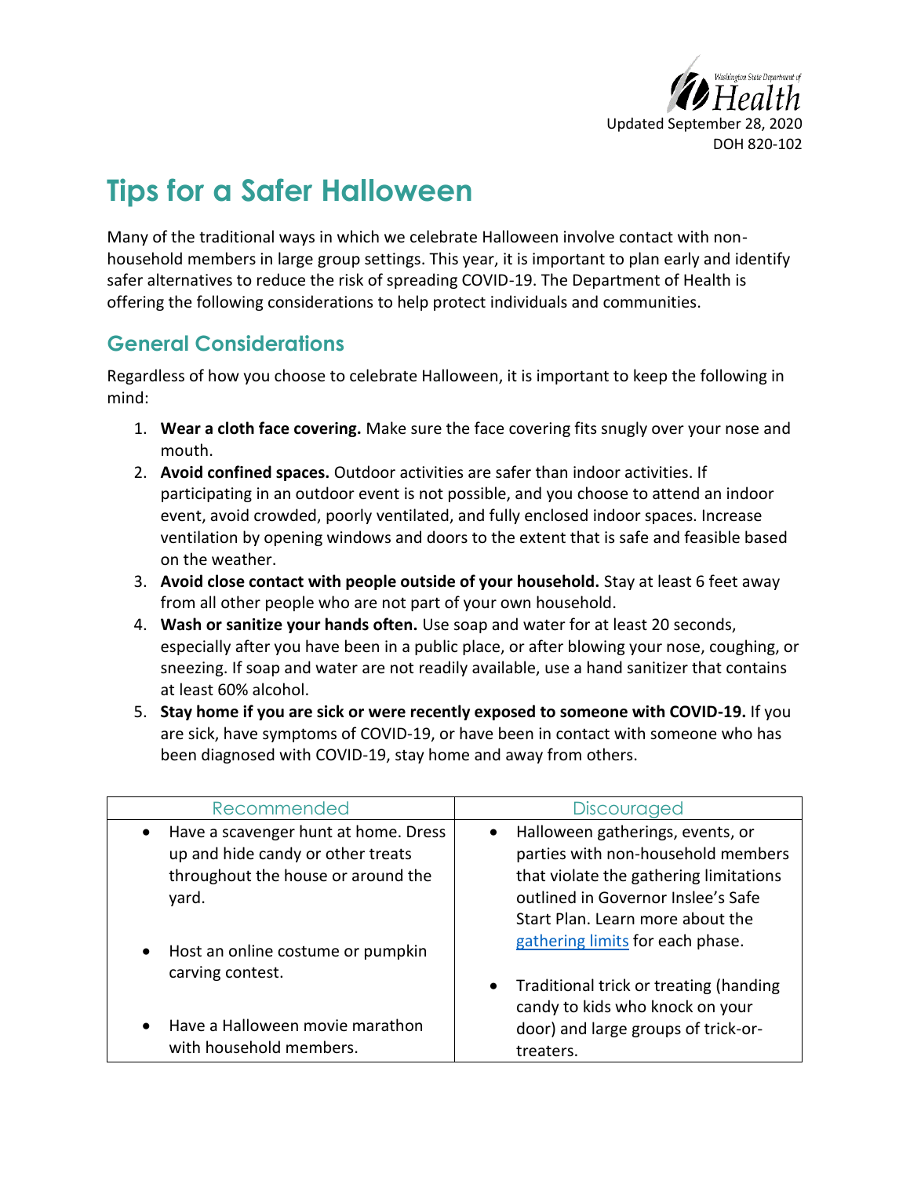Updated September 28, 2020
DOH 820-102

# Tips for a Safer Halloween

Many of the traditional ways in which we celebrate Halloween involve contact with non-household members in large group settings. This year, it is important to plan early and identify safer alternatives to reduce the risk of spreading COVID-19. The Department of Health is offering the following considerations to help protect individuals and communities.

## General Considerations

Regardless of how you choose to celebrate Halloween, it is important to keep the following in mind:

1. **Wear a cloth face covering.** Make sure the face covering fits snugly over your nose and mouth.
2. **Avoid confined spaces.** Outdoor activities are safer than indoor activities. If participating in an outdoor event is not possible, and you choose to attend an indoor event, avoid crowded, poorly ventilated, and fully enclosed indoor spaces. Increase ventilation by opening windows and doors to the extent that is safe and feasible based on the weather.
3. **Avoid close contact with people outside of your household.** Stay at least 6 feet away from all other people who are not part of your own household.
4. **Wash or sanitize your hands often.** Use soap and water for at least 20 seconds, especially after you have been in a public place, or after blowing your nose, coughing, or sneezing. If soap and water are not readily available, use a hand sanitizer that contains at least 60% alcohol.
5. **Stay home if you are sick or were recently exposed to someone with COVID-19.** If you are sick, have symptoms of COVID-19, or have been in contact with someone who has been diagnosed with COVID-19, stay home and away from others.

| Recommended | Discouraged |
| --- | --- |
| • Have a scavenger hunt at home. Dress up and hide candy or other treats throughout the house or around the yard.<br><br>• Host an online costume or pumpkin carving contest.<br><br>• Have a Halloween movie marathon with household members. | • Halloween gatherings, events, or parties with non-household members that violate the gathering limitations outlined in Governor Inslee's Safe Start Plan. Learn more about the gathering limits for each phase.<br><br>• Traditional trick or treating (handing candy to kids who knock on your door) and large groups of trick-or-treaters. |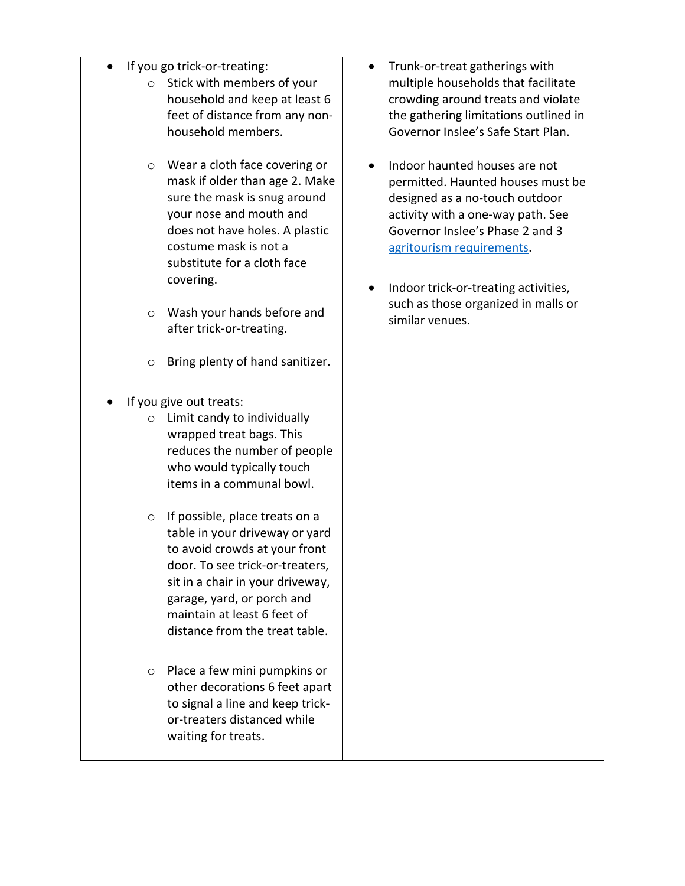| | |
|---|---|
| <ul><li>If you go trick-or-treating:<ul><li>Stick with members of your household and keep at least 6 feet of distance from any non-household members.</li><li>Wear a cloth face covering or mask if older than age 2. Make sure the mask is snug around your nose and mouth and does not have holes. A plastic costume mask is not a substitute for a cloth face covering.</li><li>Wash your hands before and after trick-or-treating.</li><li>Bring plenty of hand sanitizer.</li></ul></li><li>If you give out treats:<ul><li>Limit candy to individually wrapped treat bags. This reduces the number of people who would typically touch items in a communal bowl.</li><li>If possible, place treats on a table in your driveway or yard to avoid crowds at your front door. To see trick-or-treaters, sit in a chair in your driveway, garage, yard, or porch and maintain at least 6 feet of distance from the treat table.</li><li>Place a few mini pumpkins or other decorations 6 feet apart to signal a line and keep trick-or-treaters distanced while waiting for treats.</li></ul></li></ul> | <ul><li>Trunk-or-treat gatherings with multiple households that facilitate crowding around treats and violate the gathering limitations outlined in Governor Inslee's Safe Start Plan.</li><li>Indoor haunted houses are not permitted. Haunted houses must be designed as a no-touch outdoor activity with a one-way path. See Governor Inslee's Phase 2 and 3 agritourism requirements.</li><li>Indoor trick-or-treating activities, such as those organized in malls or similar venues.</li></ul> |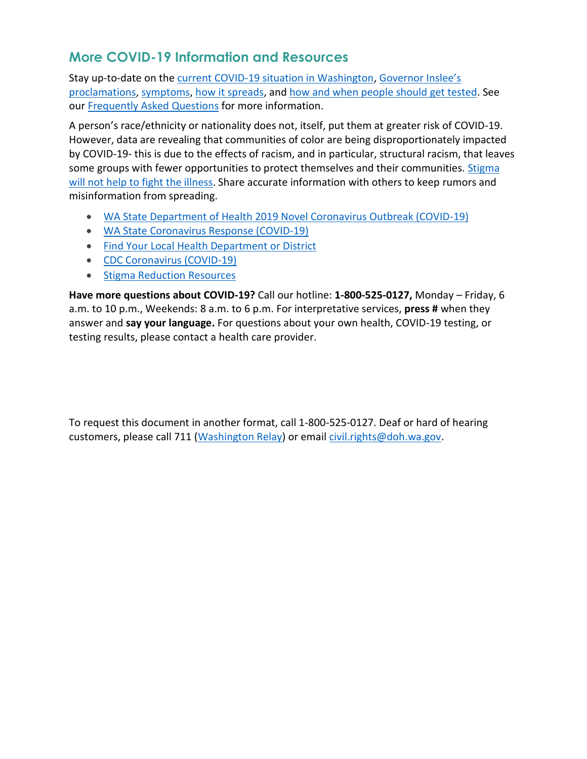## More COVID-19 Information and Resources

Stay up-to-date on the current COVID-19 situation in Washington, Governor Inslee's proclamations, symptoms, how it spreads, and how and when people should get tested. See our Frequently Asked Questions for more information.

A person's race/ethnicity or nationality does not, itself, put them at greater risk of COVID-19. However, data are revealing that communities of color are being disproportionately impacted by COVID-19- this is due to the effects of racism, and in particular, structural racism, that leaves some groups with fewer opportunities to protect themselves and their communities. Stigma will not help to fight the illness. Share accurate information with others to keep rumors and misinformation from spreading.

- WA State Department of Health 2019 Novel Coronavirus Outbreak (COVID-19)
- WA State Coronavirus Response (COVID-19)
- Find Your Local Health Department or District
- CDC Coronavirus (COVID-19)
- Stigma Reduction Resources

**Have more questions about COVID-19?** Call our hotline: **1-800-525-0127,** Monday – Friday, 6 a.m. to 10 p.m., Weekends: 8 a.m. to 6 p.m. For interpretative services, **press #** when they answer and **say your language.** For questions about your own health, COVID-19 testing, or testing results, please contact a health care provider.

To request this document in another format, call 1-800-525-0127. Deaf or hard of hearing customers, please call 711 (Washington Relay) or email civil.rights@doh.wa.gov.